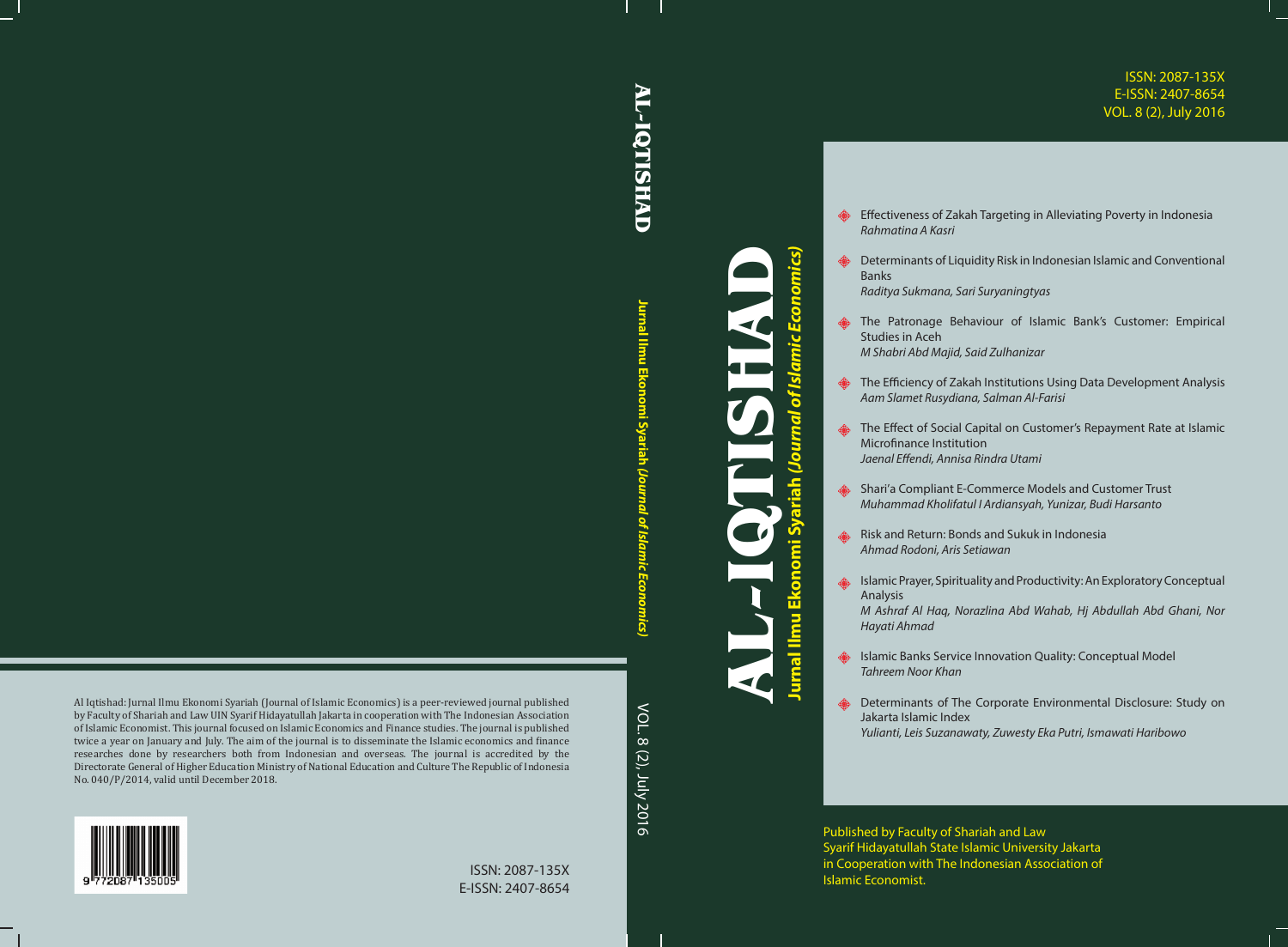# AL-IQTISHAD

## Jurnal Ilmu Ekonomi Syariah *(Journal of Islamic Economics)*

ISSN: 2087-135X
E-ISSN: 2407-8654
VOL. 8 (2), July 2016

- Effectiveness of Zakah Targeting in Alleviating Poverty in Indonesia
  *Rahmatina A Kasri*
- Determinants of Liquidity Risk in Indonesian Islamic and Conventional Banks
  *Raditya Sukmana, Sari Suryaningtyas*
- The Patronage Behaviour of Islamic Bank's Customer: Empirical Studies in Aceh
  *M Shabri Abd Majid, Said Zulhanizar*
- The Efficiency of Zakah Institutions Using Data Development Analysis
  *Aam Slamet Rusydiana, Salman Al-Farisi*
- The Effect of Social Capital on Customer's Repayment Rate at Islamic Microfinance Institution
  *Jaenal Effendi, Annisa Rindra Utami*
- Shari'a Compliant E-Commerce Models and Customer Trust
  *Muhammad Kholifatul I Ardiansyah, Yunizar, Budi Harsanto*
- Risk and Return: Bonds and Sukuk in Indonesia
  *Ahmad Rodoni, Aris Setiawan*
- Islamic Prayer, Spirituality and Productivity: An Exploratory Conceptual Analysis
  *M Ashraf Al Haq, Norazlina Abd Wahab, Hj Abdullah Abd Ghani, Nor Hayati Ahmad*
- Islamic Banks Service Innovation Quality: Conceptual Model
  *Tahreem Noor Khan*
- Determinants of The Corporate Environmental Disclosure: Study on Jakarta Islamic Index
  *Yulianti, Leis Suzanawaty, Zuwesty Eka Putri, Ismawati Haribowo*

Published by Faculty of Shariah and Law
Syarif Hidayatullah State Islamic University Jakarta
in Cooperation with The Indonesian Association of Islamic Economist.

AL-IQTISHAD Jurnal Ilmu Ekonomi Syariah *(Journal of Islamic Economics)* VOL. 8 (2), July 2016

Al Iqtishad: Jurnal Ilmu Ekonomi Syariah (Journal of Islamic Economics) is a peer-reviewed journal published by Faculty of Shariah and Law UIN Syarif Hidayatullah Jakarta in cooperation with The Indonesian Association of Islamic Economist. This journal focused on Islamic Economics and Finance studies. The journal is published twice a year on January and July. The aim of the journal is to disseminate the Islamic economics and finance researches done by researchers both from Indonesian and overseas. The journal is accredited by the Directorate General of Higher Education Ministry of National Education and Culture The Republic of Indonesia No. 040/P/2014, valid until December 2018.

9 772087 135005

ISSN: 2087-135X
E-ISSN: 2407-8654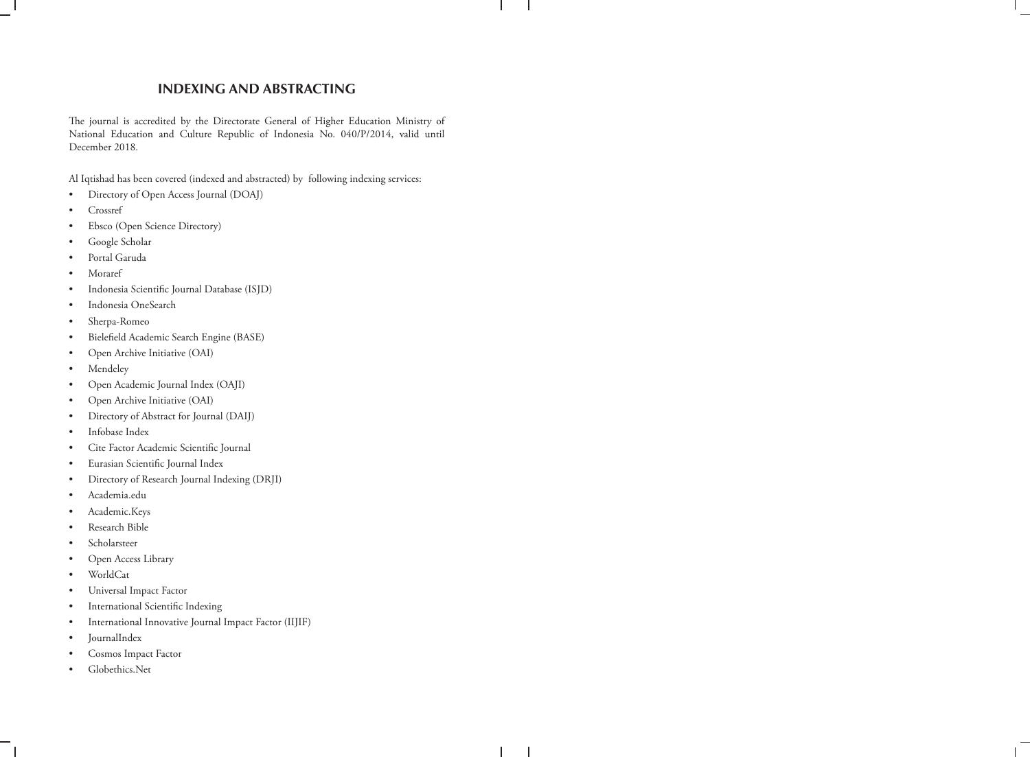## INDEXING AND ABSTRACTING

The journal is accredited by the Directorate General of Higher Education Ministry of National Education and Culture Republic of Indonesia No. 040/P/2014, valid until December 2018.

Al Iqtishad has been covered (indexed and abstracted) by following indexing services:

- Directory of Open Access Journal (DOAJ)
- Crossref
- Ebsco (Open Science Directory)
- Google Scholar
- Portal Garuda
- Moraref
- Indonesia Scientific Journal Database (ISJD)
- Indonesia OneSearch
- Sherpa-Romeo
- Bielefield Academic Search Engine (BASE)
- Open Archive Initiative (OAI)
- Mendeley
- Open Academic Journal Index (OAJI)
- Open Archive Initiative (OAI)
- Directory of Abstract for Journal (DAIJ)
- Infobase Index
- Cite Factor Academic Scientific Journal
- Eurasian Scientific Journal Index
- Directory of Research Journal Indexing (DRJI)
- Academia.edu
- Academic.Keys
- Research Bible
- Scholarsteer
- Open Access Library
- WorldCat
- Universal Impact Factor
- International Scientific Indexing
- International Innovative Journal Impact Factor (IIJIF)
- JournalIndex
- Cosmos Impact Factor
- Globethics.Net